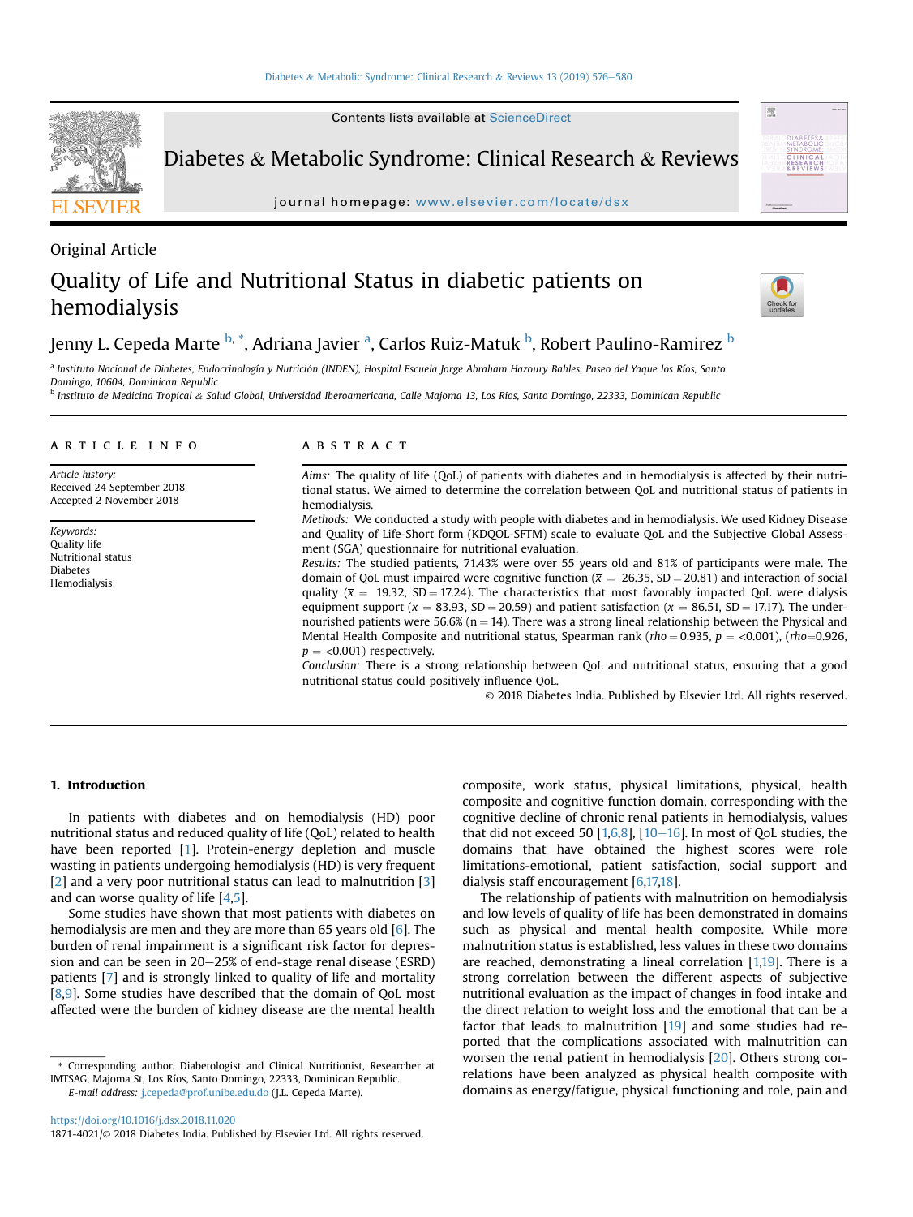Original Article

# Quality of Life and Nutritional Status in diabetic patients on hemodialysis

Jenny L. Cepeda Marte [b,*], Adriana Javier [a], Carlos Ruiz-Matuk [b], Robert Paulino-Ramirez [b]

[a] Instituto Nacional de Diabetes, Endocrinología y Nutrición (INDEN), Hospital Escuela Jorge Abraham Hazoury Bahles, Paseo del Yaque los Ríos, Santo Domingo, 10604, Dominican Republic

[b] Instituto de Medicina Tropical & Salud Global, Universidad Iberoamericana, Calle Majoma 13, Los Rios, Santo Domingo, 22333, Dominican Republic

## ARTICLE INFO

*Article history:*
Received 24 September 2018
Accepted 2 November 2018

*Keywords:*
Quality life
Nutritional status
Diabetes
Hemodialysis

## ABSTRACT

*Aims:* The quality of life (QoL) of patients with diabetes and in hemodialysis is affected by their nutritional status. We aimed to determine the correlation between QoL and nutritional status of patients in hemodialysis.

*Methods:* We conducted a study with people with diabetes and in hemodialysis. We used Kidney Disease and Quality of Life-Short form (KDQOL-SFTM) scale to evaluate QoL and the Subjective Global Assessment (SGA) questionnaire for nutritional evaluation.

*Results:* The studied patients, 71.43% were over 55 years old and 81% of participants were male. The domain of QoL must impaired were cognitive function ($\bar{x}$ = 26.35, SD = 20.81) and interaction of social quality ($\bar{x}$ = 19.32, SD = 17.24). The characteristics that most favorably impacted QoL were dialysis equipment support ($\bar{x}$ = 83.93, SD = 20.59) and patient satisfaction ($\bar{x}$ = 86.51, SD = 17.17). The undernourished patients were 56.6% (n = 14). There was a strong lineal relationship between the Physical and Mental Health Composite and nutritional status, Spearman rank (*rho* = 0.935, *p* = <0.001), (*rho*=0.926, *p* = <0.001) respectively.

*Conclusion:* There is a strong relationship between QoL and nutritional status, ensuring that a good nutritional status could positively influence QoL.

© 2018 Diabetes India. Published by Elsevier Ltd. All rights reserved.

## 1. Introduction

In patients with diabetes and on hemodialysis (HD) poor nutritional status and reduced quality of life (QoL) related to health have been reported [1]. Protein-energy depletion and muscle wasting in patients undergoing hemodialysis (HD) is very frequent [2] and a very poor nutritional status can lead to malnutrition [3] and can worse quality of life [4,5].

Some studies have shown that most patients with diabetes on hemodialysis are men and they are more than 65 years old [6]. The burden of renal impairment is a significant risk factor for depression and can be seen in 20–25% of end-stage renal disease (ESRD) patients [7] and is strongly linked to quality of life and mortality [8,9]. Some studies have described that the domain of QoL most affected were the burden of kidney disease are the mental health composite, work status, physical limitations, physical, health composite and cognitive function domain, corresponding with the cognitive decline of chronic renal patients in hemodialysis, values that did not exceed 50 [1,6,8], [10–16]. In most of QoL studies, the domains that have obtained the highest scores were role limitations-emotional, patient satisfaction, social support and dialysis staff encouragement [6,17,18].

The relationship of patients with malnutrition on hemodialysis and low levels of quality of life has been demonstrated in domains such as physical and mental health composite. While more malnutrition status is established, less values in these two domains are reached, demonstrating a lineal correlation [1,19]. There is a strong correlation between the different aspects of subjective nutritional evaluation as the impact of changes in food intake and the direct relation to weight loss and the emotional that can be a factor that leads to malnutrition [19] and some studies had reported that the complications associated with malnutrition can worsen the renal patient in hemodialysis [20]. Others strong correlations have been analyzed as physical health composite with domains as energy/fatigue, physical functioning and role, pain and

* Corresponding author. Diabetologist and Clinical Nutritionist, Researcher at IMTSAG, Majoma St, Los Ríos, Santo Domingo, 22333, Dominican Republic.
*E-mail address:* j.cepeda@prof.unibe.edu.do (J.L. Cepeda Marte).

https://doi.org/10.1016/j.dsx.2018.11.020
1871-4021/© 2018 Diabetes India. Published by Elsevier Ltd. All rights reserved.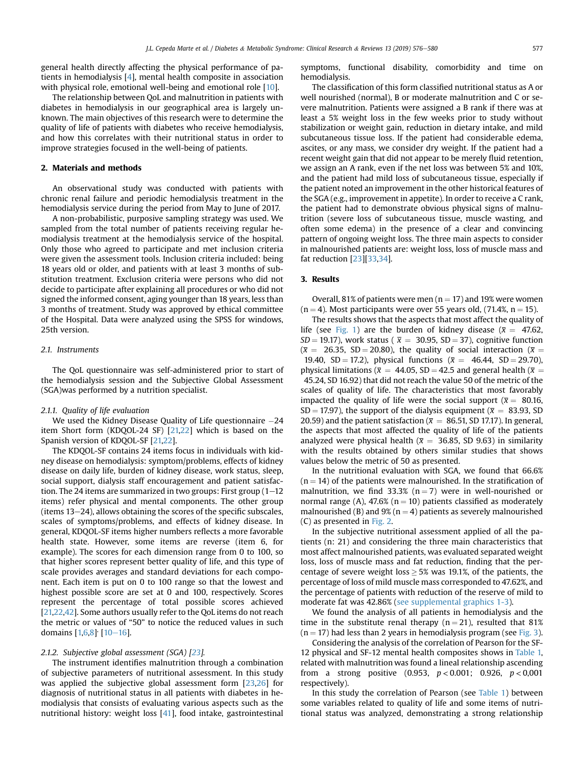general health directly affecting the physical performance of patients in hemodialysis [4], mental health composite in association with physical role, emotional well-being and emotional role [10].

The relationship between QoL and malnutrition in patients with diabetes in hemodialysis in our geographical area is largely unknown. The main objectives of this research were to determine the quality of life of patients with diabetes who receive hemodialysis, and how this correlates with their nutritional status in order to improve strategies focused in the well-being of patients.

## 2. Materials and methods

An observational study was conducted with patients with chronic renal failure and periodic hemodialysis treatment in the hemodialysis service during the period from May to June of 2017.

A non-probabilistic, purposive sampling strategy was used. We sampled from the total number of patients receiving regular hemodialysis treatment at the hemodialysis service of the hospital. Only those who agreed to participate and met inclusion criteria were given the assessment tools. Inclusion criteria included: being 18 years old or older, and patients with at least 3 months of substitution treatment. Exclusion criteria were persons who did not decide to participate after explaining all procedures or who did not signed the informed consent, aging younger than 18 years, less than 3 months of treatment. Study was approved by ethical committee of the Hospital. Data were analyzed using the SPSS for windows, 25th version.

### 2.1. Instruments

The QoL questionnaire was self-administered prior to start of the hemodialysis session and the Subjective Global Assessment (SGA)was performed by a nutrition specialist.

#### 2.1.1. Quality of life evaluation

We used the Kidney Disease Quality of Life questionnaire −24 item Short form (KDQOL-24 SF) [21,22] which is based on the Spanish version of KDQOL-SF [21,22].

The KDQOL-SF contains 24 items focus in individuals with kidney disease on hemodialysis: symptom/problems, effects of kidney disease on daily life, burden of kidney disease, work status, sleep, social support, dialysis staff encouragement and patient satisfaction. The 24 items are summarized in two groups: First group (1–12 items) refer physical and mental components. The other group (items 13–24), allows obtaining the scores of the specific subscales, scales of symptoms/problems, and effects of kidney disease. In general, KDQOL-SF items higher numbers reflects a more favorable health state. However, some items are reverse (item 6, for example). The scores for each dimension range from 0 to 100, so that higher scores represent better quality of life, and this type of scale provides averages and standard deviations for each component. Each item is put on 0 to 100 range so that the lowest and highest possible score are set at 0 and 100, respectively. Scores represent the percentage of total possible scores achieved [21,22,42]. Some authors usually refer to the QoL items do not reach the metric or values of "50" to notice the reduced values in such domains [1,6,8]· [10–16].

#### 2.1.2. Subjective global assessment (SGA) [23].

The instrument identifies malnutrition through a combination of subjective parameters of nutritional assessment. In this study was applied the subjective global assessment form [23,26] for diagnosis of nutritional status in all patients with diabetes in hemodialysis that consists of evaluating various aspects such as the nutritional history: weight loss [41], food intake, gastrointestinal symptoms, functional disability, comorbidity and time on hemodialysis.

The classification of this form classified nutritional status as A or well nourished (normal), B or moderate malnutrition and C or severe malnutrition. Patients were assigned a B rank if there was at least a 5% weight loss in the few weeks prior to study without stabilization or weight gain, reduction in dietary intake, and mild subcutaneous tissue loss. If the patient had considerable edema, ascites, or any mass, we consider dry weight. If the patient had a recent weight gain that did not appear to be merely fluid retention, we assign an A rank, even if the net loss was between 5% and 10%, and the patient had mild loss of subcutaneous tissue, especially if the patient noted an improvement in the other historical features of the SGA (e.g., improvement in appetite). In order to receive a C rank, the patient had to demonstrate obvious physical signs of malnutrition (severe loss of subcutaneous tissue, muscle wasting, and often some edema) in the presence of a clear and convincing pattern of ongoing weight loss. The three main aspects to consider in malnourished patients are: weight loss, loss of muscle mass and fat reduction [23][33,34].

## 3. Results

Overall, 81% of patients were men ($n = 17$) and 19% were women ($n = 4$). Most participants were over 55 years old, (71.4%, $n = 15$).

The results shows that the aspects that most affect the quality of life (see Fig. 1) are the burden of kidney disease ($\bar{x} = 47.62$, $SD = 19.17$), work status ($\bar{x} = 30.95$, $SD = 37$), cognitive function ($\bar{x} = 26.35$, $SD = 20.80$), the quality of social interaction ($\bar{x} = 19.40$, $SD = 17.2$), physical functions ($\bar{x} = 46.44$, $SD = 29.70$), physical limitations ($\bar{x} = 44.05$, $SD = 42.5$ and general health ($\bar{x} = 45.24$, SD 16.92) that did not reach the value 50 of the metric of the scales of quality of life. The characteristics that most favorably impacted the quality of life were the social support ($\bar{x} = 80.16$, $SD = 17.97$), the support of the dialysis equipment ($\bar{x} = 83.93$, SD 20.59) and the patient satisfaction ($\bar{x} = 86.51$, SD 17.17). In general, the aspects that most affected the quality of life of the patients analyzed were physical health ($\bar{x} = 36.85$, SD 9.63) in similarity with the results obtained by others similar studies that shows values below the metric of 50 as presented.

In the nutritional evaluation with SGA, we found that 66.6% ($n = 14$) of the patients were malnourished. In the stratification of malnutrition, we find 33.3% ($n = 7$) were in well-nourished or normal range (A), 47.6% ($n = 10$) patients classified as moderately malnourished (B) and 9% ($n = 4$) patients as severely malnourished (C) as presented in Fig. 2.

In the subjective nutritional assessment applied of all the patients (n: 21) and considering the three main characteristics that most affect malnourished patients, was evaluated separated weight loss, loss of muscle mass and fat reduction, finding that the percentage of severe weight loss ≥ 5% was 19.1%, of the patients, the percentage of loss of mild muscle mass corresponded to 47.62%, and the percentage of patients with reduction of the reserve of mild to moderate fat was 42.86% (see supplemental graphics 1-3).

We found the analysis of all patients in hemodialysis and the time in the substitute renal therapy ($n = 21$), resulted that 81% ($n = 17$) had less than 2 years in hemodialysis program (see Fig. 3).

Considering the analysis of the correlation of Pearson for the SF-12 physical and SF-12 mental health composites shows in Table 1, related with malnutrition was found a lineal relationship ascending from a strong positive (0.953, $p < 0.001$; 0.926, $p < 0{,}001$ respectively).

In this study the correlation of Pearson (see Table 1) between some variables related to quality of life and some items of nutritional status was analyzed, demonstrating a strong relationship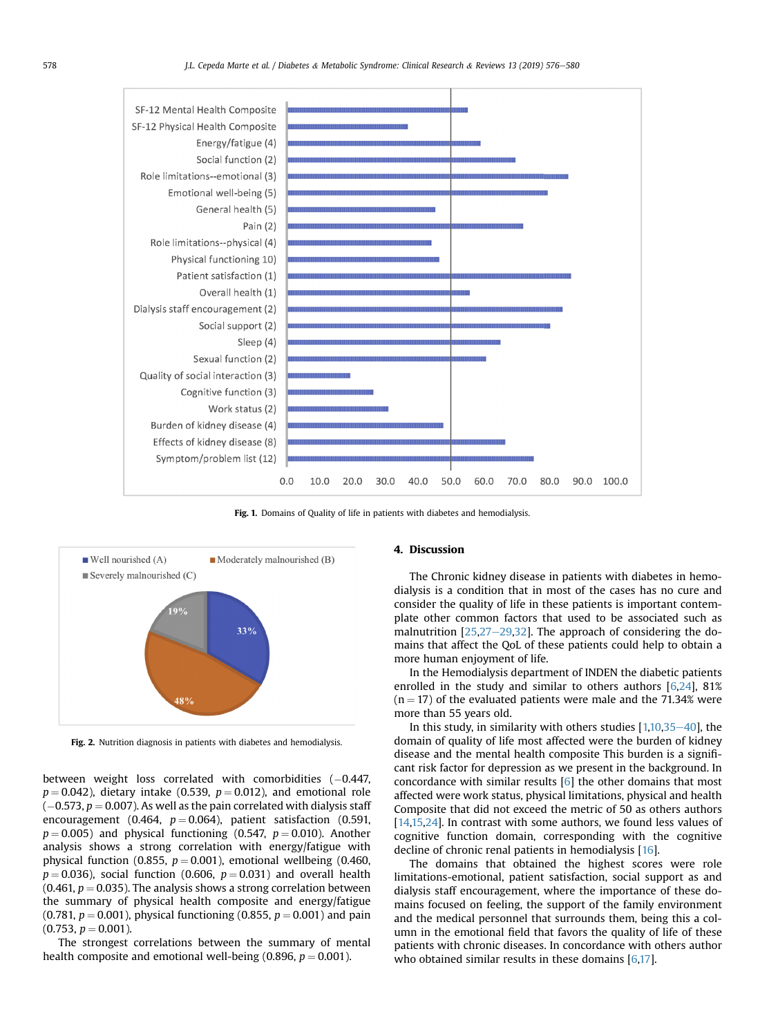Fig. 1. Domains of Quality of life in patients with diabetes and hemodialysis.

Fig. 2. Nutrition diagnosis in patients with diabetes and hemodialysis.

between weight loss correlated with comorbidities (−0.447, $p = 0.042$), dietary intake (0.539, $p = 0.012$), and emotional role (−0.573, $p = 0.007$). As well as the pain correlated with dialysis staff encouragement (0.464, $p = 0.064$), patient satisfaction (0.591, $p = 0.005$) and physical functioning (0.547, $p = 0.010$). Another analysis shows a strong correlation with energy/fatigue with physical function (0.855, $p = 0.001$), emotional wellbeing (0.460, $p = 0.036$), social function (0.606, $p = 0.031$) and overall health (0.461, $p = 0.035$). The analysis shows a strong correlation between the summary of physical health composite and energy/fatigue (0.781, $p = 0.001$), physical functioning (0.855, $p = 0.001$) and pain (0.753, $p = 0.001$).

The strongest correlations between the summary of mental health composite and emotional well-being (0.896, $p = 0.001$).

## 4. Discussion

The Chronic kidney disease in patients with diabetes in hemodialysis is a condition that in most of the cases has no cure and consider the quality of life in these patients is important contemplate other common factors that used to be associated such as malnutrition [25,27–29,32]. The approach of considering the domains that affect the QoL of these patients could help to obtain a more human enjoyment of life.

In the Hemodialysis department of INDEN the diabetic patients enrolled in the study and similar to others authors [6,24], 81% (n = 17) of the evaluated patients were male and the 71.34% were more than 55 years old.

In this study, in similarity with others studies [1,10,35–40], the domain of quality of life most affected were the burden of kidney disease and the mental health composite This burden is a significant risk factor for depression as we present in the background. In concordance with similar results [6] the other domains that most affected were work status, physical limitations, physical and health Composite that did not exceed the metric of 50 as others authors [14,15,24]. In contrast with some authors, we found less values of cognitive function domain, corresponding with the cognitive decline of chronic renal patients in hemodialysis [16].

The domains that obtained the highest scores were role limitations-emotional, patient satisfaction, social support as and dialysis staff encouragement, where the importance of these domains focused on feeling, the support of the family environment and the medical personnel that surrounds them, being this a column in the emotional field that favors the quality of life of these patients with chronic diseases. In concordance with others author who obtained similar results in these domains [6,17].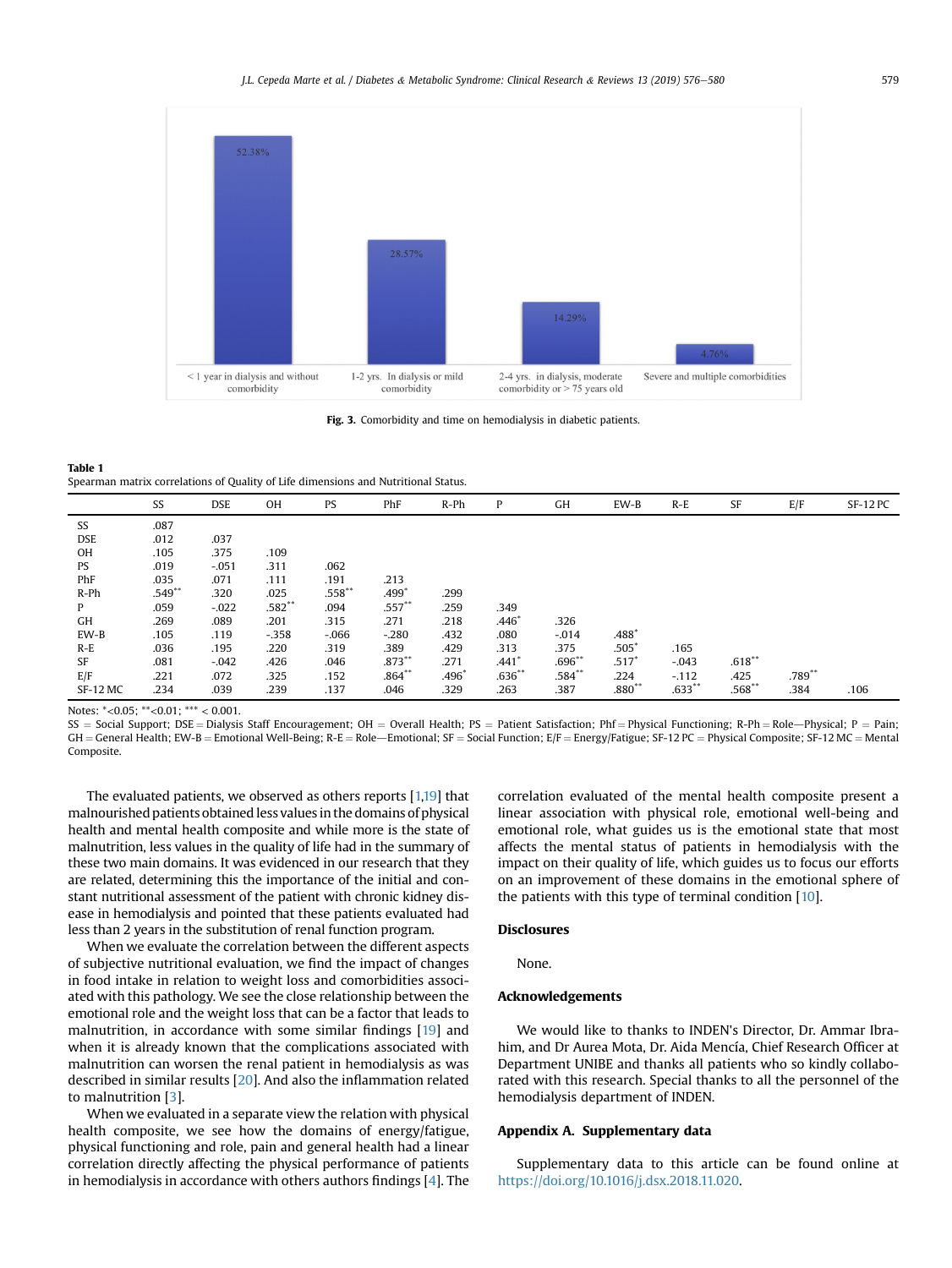Fig. 3. Comorbidity and time on hemodialysis in diabetic patients.

**Table 1**
Spearman matrix correlations of Quality of Life dimensions and Nutritional Status.

| | SS | DSE | OH | PS | PhF | R-Ph | P | GH | EW-B | R-E | SF | E/F | SF-12 PC |
|---|---|---|---|---|---|---|---|---|---|---|---|---|---|
| SS | .087 | | | | | | | | | | | | |
| DSE | .012 | .037 | | | | | | | | | | | |
| OH | .105 | .375 | .109 | | | | | | | | | | |
| PS | .019 | -.051 | .311 | .062 | | | | | | | | | |
| PhF | .035 | .071 | .111 | .191 | .213 | | | | | | | | |
| R-Ph | .549** | .320 | .025 | .558** | .499* | .299 | | | | | | | |
| P | .059 | -.022 | .582** | .094 | .557** | .259 | .349 | | | | | | |
| GH | .269 | .089 | .201 | .315 | .271 | .218 | .446* | .326 | | | | | |
| EW-B | .105 | .119 | -.358 | -.066 | -.280 | .432 | .080 | -.014 | .488* | | | | |
| R-E | .036 | .195 | .220 | .319 | .389 | .429 | .313 | .375 | .505* | .165 | | | |
| SF | .081 | -.042 | .426 | .046 | .873** | .271 | .441* | .696** | .517* | -.043 | .618** | | |
| E/F | .221 | .072 | .325 | .152 | .864** | .496* | .636** | .584** | .224 | -.112 | .425 | .789** | |
| SF-12 MC | .234 | .039 | .239 | .137 | .046 | .329 | .263 | .387 | .880** | .633** | .568** | .384 | .106 |

Notes: *<0.05; **<0.01; *** < 0.001.
SS = Social Support; DSE = Dialysis Staff Encouragement; OH = Overall Health; PS = Patient Satisfaction; Phf = Physical Functioning; R-Ph = Role—Physical; P = Pain; GH = General Health; EW-B = Emotional Well-Being; R-E = Role—Emotional; SF = Social Function; E/F = Energy/Fatigue; SF-12 PC = Physical Composite; SF-12 MC = Mental Composite.

The evaluated patients, we observed as others reports [1,19] that malnourished patients obtained less values in the domains of physical health and mental health composite and while more is the state of malnutrition, less values in the quality of life had in the summary of these two main domains. It was evidenced in our research that they are related, determining this the importance of the initial and constant nutritional assessment of the patient with chronic kidney disease in hemodialysis and pointed that these patients evaluated had less than 2 years in the substitution of renal function program.

When we evaluate the correlation between the different aspects of subjective nutritional evaluation, we find the impact of changes in food intake in relation to weight loss and comorbidities associated with this pathology. We see the close relationship between the emotional role and the weight loss that can be a factor that leads to malnutrition, in accordance with some similar findings [19] and when it is already known that the complications associated with malnutrition can worsen the renal patient in hemodialysis as was described in similar results [20]. And also the inflammation related to malnutrition [3].

When we evaluated in a separate view the relation with physical health composite, we see how the domains of energy/fatigue, physical functioning and role, pain and general health had a linear correlation directly affecting the physical performance of patients in hemodialysis in accordance with others authors findings [4]. The correlation evaluated of the mental health composite present a linear association with physical role, emotional well-being and emotional role, what guides us is the emotional state that most affects the mental status of patients in hemodialysis with the impact on their quality of life, which guides us to focus our efforts on an improvement of these domains in the emotional sphere of the patients with this type of terminal condition [10].

## Disclosures

None.

## Acknowledgements

We would like to thanks to INDEN's Director, Dr. Ammar Ibrahim, and Dr Aurea Mota, Dr. Aida Mencía, Chief Research Officer at Department UNIBE and thanks all patients who so kindly collaborated with this research. Special thanks to all the personnel of the hemodialysis department of INDEN.

## Appendix A. Supplementary data

Supplementary data to this article can be found online at https://doi.org/10.1016/j.dsx.2018.11.020.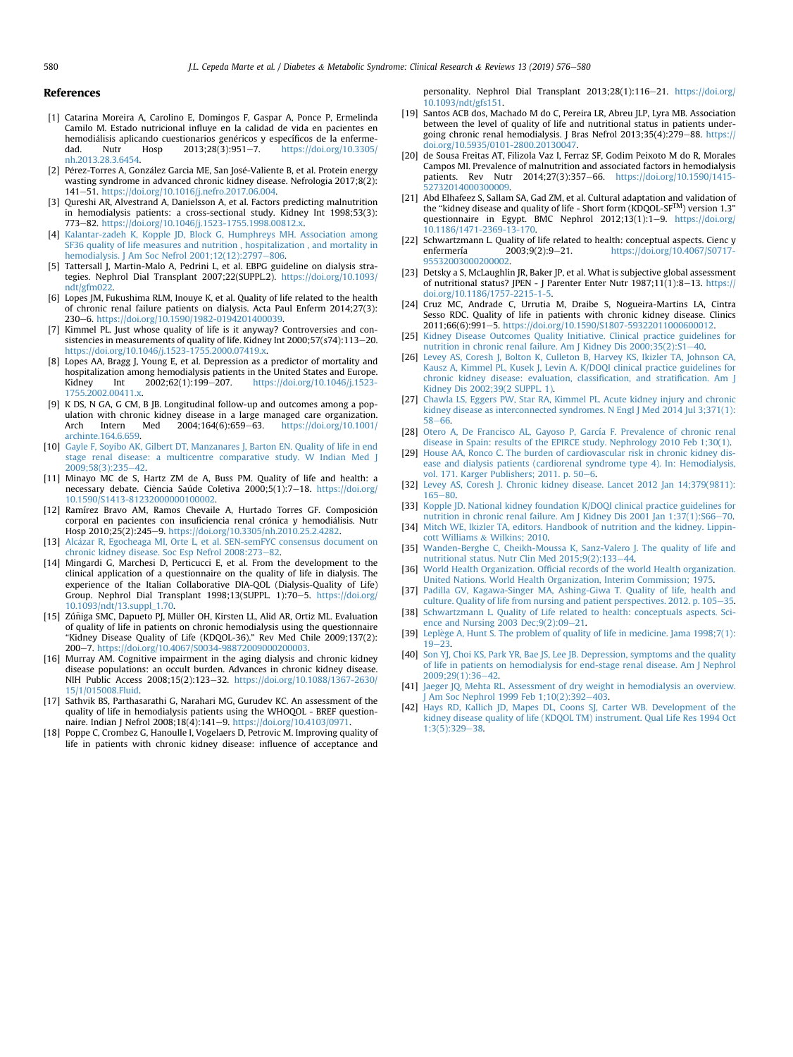## References

[1] Catarina Moreira A, Carolino E, Domingos F, Gaspar A, Ponce P, Ermelinda Camilo M. Estado nutricional influye en la calidad de vida en pacientes en hemodiálisis aplicando cuestionarios genéricos y específicos de la enfermedad. Nutr Hosp 2013;28(3):951–7. https://doi.org/10.3305/nh.2013.28.3.6454.

[2] Pérez-Torres A, González Garcia ME, San José-Valiente B, et al. Protein energy wasting syndrome in advanced chronic kidney disease. Nefrologia 2017;8(2):141–51. https://doi.org/10.1016/j.nefro.2017.06.004.

[3] Qureshi AR, Alvestrand A, Danielsson A, et al. Factors predicting malnutrition in hemodialysis patients: a cross-sectional study. Kidney Int 1998;53(3):773–82. https://doi.org/10.1046/j.1523-1755.1998.00812.x.

[4] Kalantar-zadeh K, Kopple JD, Block G, Humphreys MH. Association among SF36 quality of life measures and nutrition , hospitalization , and mortality in hemodialysis. J Am Soc Nefrol 2001;12(12):2797–806.

[5] Tattersall J, Martin-Malo A, Pedrini L, et al. EBPG guideline on dialysis strategies. Nephrol Dial Transplant 2007;22(SUPPL.2). https://doi.org/10.1093/ndt/gfm022.

[6] Lopes JM, Fukushima RLM, Inouye K, et al. Quality of life related to the health of chronic renal failure patients on dialysis. Acta Paul Enferm 2014;27(3):230–6. https://doi.org/10.1590/1982-0194201400039.

[7] Kimmel PL. Just whose quality of life is it anyway? Controversies and consistencies in measurements of quality of life. Kidney Int 2000;57(s74):113–20. https://doi.org/10.1046/j.1523-1755.2000.07419.x.

[8] Lopes AA, Bragg J, Young E, et al. Depression as a predictor of mortality and hospitalization among hemodialysis patients in the United States and Europe. Kidney Int 2002;62(1):199–207. https://doi.org/10.1046/j.1523-1755.2002.00411.x.

[9] K DS, N GA, G CM, B JB. Longitudinal follow-up and outcomes among a population with chronic kidney disease in a large managed care organization. Arch Intern Med 2004;164(6):659–63. https://doi.org/10.1001/archinte.164.6.659.

[10] Gayle F, Soyibo AK, Gilbert DT, Manzanares J, Barton EN. Quality of life in end stage renal disease: a multicentre comparative study. W Indian Med J 2009;58(3):235–42.

[11] Minayo MC de S, Hartz ZM de A, Buss PM. Quality of life and health: a necessary debate. Ciência Saúde Coletiva 2000;5(1):7–18. https://doi.org/10.1590/S1413-81232000000100002.

[12] Ramírez Bravo AM, Ramos Chevaile A, Hurtado Torres GF. Composición corporal en pacientes con insuficiencia renal crónica y hemodiálisis. Nutr Hosp 2010;25(2):245–9. https://doi.org/10.3305/nh.2010.25.2.4282.

[13] Alcázar R, Egocheaga MI, Orte L, et al. SEN-semFYC consensus document on chronic kidney disease. Soc Esp Nefrol 2008:273–82.

[14] Mingardi G, Marchesi D, Perticucci E, et al. From the development to the clinical application of a questionnaire on the quality of life in dialysis. The experience of the Italian Collaborative DIA-QOL (Dialysis-Quality of Life) Group. Nephrol Dial Transplant 1998;13(SUPPL. 1):70–5. https://doi.org/10.1093/ndt/13.suppl_1.70.

[15] Zúñiga SMC, Dapueto PJ, Müller OH, Kirsten LL, Alid AR, Ortiz ML. Evaluation of quality of life in patients on chronic hemodialysis using the questionnaire "Kidney Disease Quality of Life (KDQOL-36)." Rev Med Chile 2009;137(2):200–7. https://doi.org/10.4067/S0034-98872009000200003.

[16] Murray AM. Cognitive impairment in the aging dialysis and chronic kidney disease populations: an occult burden. Advances in chronic kidney disease. NIH Public Access 2008;15(2):123–32. https://doi.org/10.1088/1367-2630/15/1/015008.Fluid.

[17] Sathvik BS, Parthasarathi G, Narahari MG, Gurudev KC. An assessment of the quality of life in hemodialysis patients using the WHOQOL - BREF questionnaire. Indian J Nefrol 2008;18(4):141–9. https://doi.org/10.4103/0971.

[18] Poppe C, Crombez G, Hanoulle I, Vogelaers D, Petrovic M. Improving quality of life in patients with chronic kidney disease: influence of acceptance and personality. Nephrol Dial Transplant 2013;28(1):116–21. https://doi.org/10.1093/ndt/gfs151.

[19] Santos ACB dos, Machado M do C, Pereira LR, Abreu JLP, Lyra MB. Association between the level of quality of life and nutritional status in patients undergoing chronic renal hemodialysis. J Bras Nefrol 2013;35(4):279–88. https://doi.org/10.5935/0101-2800.20130047.

[20] de Sousa Freitas AT, Filizola Vaz I, Ferraz SF, Godim Peixoto M do R, Morales Campos MI. Prevalence of malnutrition and associated factors in hemodialysis patients. Rev Nutr 2014;27(3):357–66. https://doi.org/10.1590/1415-52732014000300009.

[21] Abd Elhafeez S, Sallam SA, Gad ZM, et al. Cultural adaptation and validation of the "kidney disease and quality of life - Short form (KDQOL-SF™) version 1.3" questionnaire in Egypt. BMC Nephrol 2012;13(1):1–9. https://doi.org/10.1186/1471-2369-13-170.

[22] Schwartzmann L. Quality of life related to health: conceptual aspects. Cienc y enfermería 2003;9(2):9–21. https://doi.org/10.4067/S0717-95532003000200002.

[23] Detsky a S, McLaughlin JR, Baker JP, et al. What is subjective global assessment of nutritional status? JPEN - J Parenter Enter Nutr 1987;11(1):8–13. https://doi.org/10.1186/1757-2215-1-5.

[24] Cruz MC, Andrade C, Urrutia M, Draibe S, Nogueira-Martins LA, Cintra Sesso RDC. Quality of life in patients with chronic kidney disease. Clinics 2011;66(6):991–5. https://doi.org/10.1590/S1807-59322011000600012.

[25] Kidney Disease Outcomes Quality Initiative. Clinical practice guidelines for nutrition in chronic renal failure. Am J Kidney Dis 2000;35(2):S1–40.

[26] Levey AS, Coresh J, Bolton K, Culleton B, Harvey KS, Ikizler TA, Johnson CA, Kausz A, Kimmel PL, Kusek J, Levin A. K/DOQI clinical practice guidelines for chronic kidney disease: evaluation, classification, and stratification. Am J Kidney Dis 2002;39(2 SUPPL. 1).

[27] Chawla LS, Eggers PW, Star RA, Kimmel PL. Acute kidney injury and chronic kidney disease as interconnected syndromes. N Engl J Med 2014 Jul 3;371(1):58–66.

[28] Otero A, De Francisco AL, Gayoso P, García F. Prevalence of chronic renal disease in Spain: results of the EPIRCE study. Nephrology 2010 Feb 1;30(1).

[29] House AA, Ronco C. The burden of cardiovascular risk in chronic kidney disease and dialysis patients (cardiorenal syndrome type 4). In: Hemodialysis, vol. 171. Karger Publishers; 2011. p. 50–6.

[32] Levey AS, Coresh J. Chronic kidney disease. Lancet 2012 Jan 14;379(9811):165–80.

[33] Kopple JD. National kidney foundation K/DOQI clinical practice guidelines for nutrition in chronic renal failure. Am J Kidney Dis 2001 Jan 1;37(1):S66–70.

[34] Mitch WE, Ikizler TA, editors. Handbook of nutrition and the kidney. Lippincott Williams & Wilkins; 2010.

[35] Wanden-Berghe C, Cheikh-Moussa K, Sanz-Valero J. The quality of life and nutritional status. Nutr Clin Med 2015;9(2):133–44.

[36] World Health Organization. Official records of the world Health organization. United Nations. World Health Organization, Interim Commission; 1975.

[37] Padilla GV, Kagawa-Singer MA, Ashing-Giwa T. Quality of life, health and culture. Quality of life from nursing and patient perspectives. 2012. p. 105–35.

[38] Schwartzmann L. Quality of Life related to health: conceptuals aspects. Science and Nursing 2003 Dec;9(2):09–21.

[39] Leplège A, Hunt S. The problem of quality of life in medicine. Jama 1998;7(1):19–23.

[40] Son YJ, Choi KS, Park YR, Bae JS, Lee JB. Depression, symptoms and the quality of life in patients on hemodialysis for end-stage renal disease. Am J Nephrol 2009;29(1):36–42.

[41] Jaeger JQ, Mehta RL. Assessment of dry weight in hemodialysis an overview. J Am Soc Nephrol 1999 Feb 1;10(2):392–403.

[42] Hays RD, Kallich JD, Mapes DL, Coons SJ, Carter WB. Development of the kidney disease quality of life (KDQOL TM) instrument. Qual Life Res 1994 Oct 1;3(5):329–38.